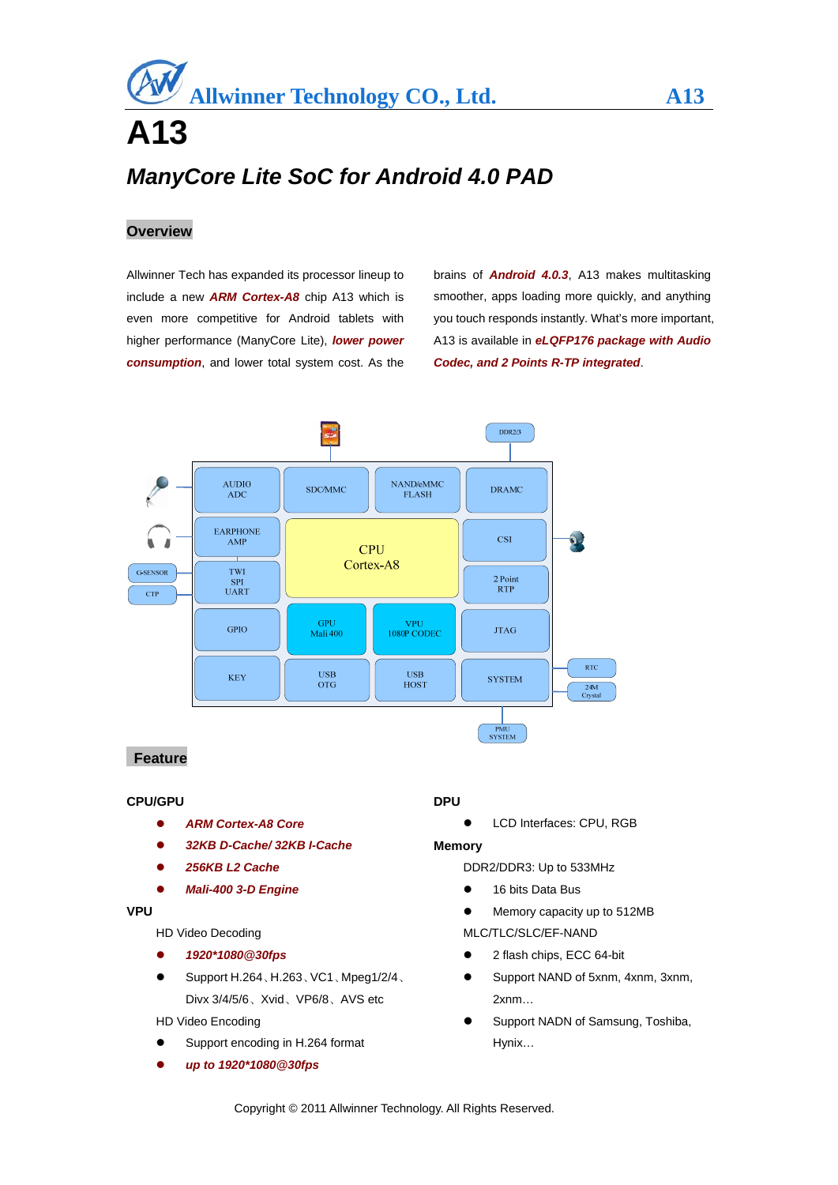# A13

## *ManyCore Lite SoC for Android 4.0 PAD*

### Overview

Allwinner Tech has expanded its processor lineup to include a new ***ARM Cortex-A8*** chip A13 which is even more competitive for Android tablets with higher performance (ManyCore Lite), ***lower power consumption***, and lower total system cost. As the brains of ***Android 4.0.3***, A13 makes multitasking smoother, apps loading more quickly, and anything you touch responds instantly. What's more important, A13 is available in ***eLQFP176 package with Audio Codec, and 2 Points R-TP integrated***.

### Feature

**CPU/GPU**

- ***ARM Cortex-A8 Core***
- ***32KB D-Cache/ 32KB I-Cache***
- ***256KB L2 Cache***
- ***Mali-400 3-D Engine***

**VPU**

HD Video Decoding

- ***1920*1080@30fps***
- Support H.264、H.263、VC1、Mpeg1/2/4、Divx 3/4/5/6、Xvid、VP6/8、AVS etc

HD Video Encoding

- Support encoding in H.264 format
- ***up to 1920*1080@30fps***

**DPU**

- LCD Interfaces: CPU, RGB

**Memory**

DDR2/DDR3: Up to 533MHz

- 16 bits Data Bus
- Memory capacity up to 512MB

MLC/TLC/SLC/EF-NAND

- 2 flash chips, ECC 64-bit
- Support NAND of 5xnm, 4xnm, 3xnm, 2xnm…
- Support NADN of Samsung, Toshiba, Hynix…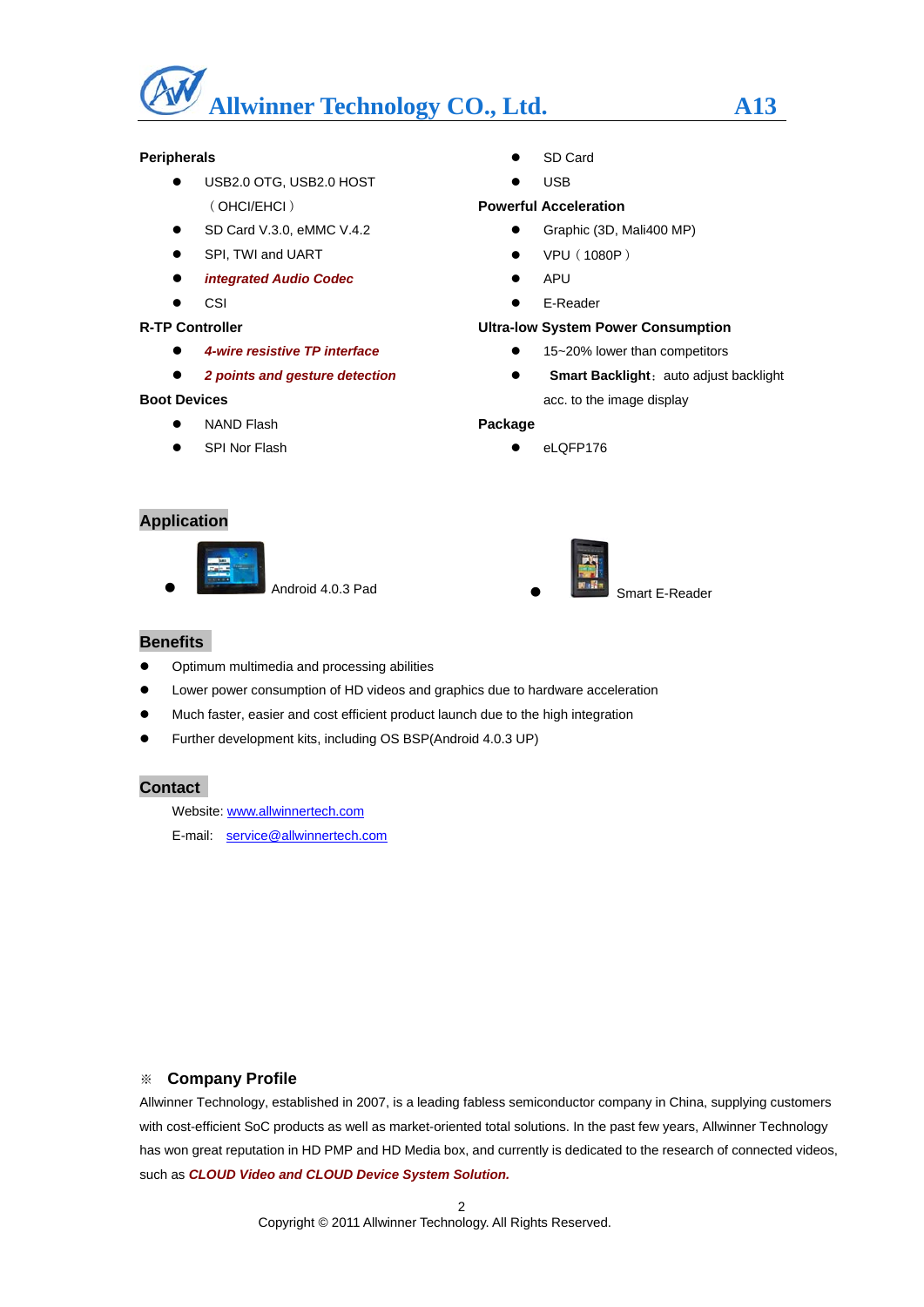**Peripherals**

- USB2.0 OTG, USB2.0 HOST （OHCI/EHCI）
- SD Card V.3.0, eMMC V.4.2
- SPI, TWI and UART
- ***integrated Audio Codec***
- CSI

**R-TP Controller**

- ***4-wire resistive TP interface***
- ***2 points and gesture detection***

**Boot Devices**

- NAND Flash
- SPI Nor Flash
- SD Card
- USB

**Powerful Acceleration**

- Graphic (3D, Mali400 MP)
- VPU（1080P）
- APU
- E-Reader

**Ultra-low System Power Consumption**

- 15~20% lower than competitors
- **Smart Backlight**：auto adjust backlight acc. to the image display

**Package**

- eLQFP176

## Application

- Android 4.0.3 Pad
- Smart E-Reader

## Benefits

- Optimum multimedia and processing abilities
- Lower power consumption of HD videos and graphics due to hardware acceleration
- Much faster, easier and cost efficient product launch due to the high integration
- Further development kits, including OS BSP(Android 4.0.3 UP)

## Contact

Website: www.allwinnertech.com

E-mail: service@allwinnertech.com

## ※ Company Profile

Allwinner Technology, established in 2007, is a leading fabless semiconductor company in China, supplying customers with cost-efficient SoC products as well as market-oriented total solutions. In the past few years, Allwinner Technology has won great reputation in HD PMP and HD Media box, and currently is dedicated to the research of connected videos, such as ***CLOUD Video and CLOUD Device System Solution.***

Copyright © 2011 Allwinner Technology. All Rights Reserved.